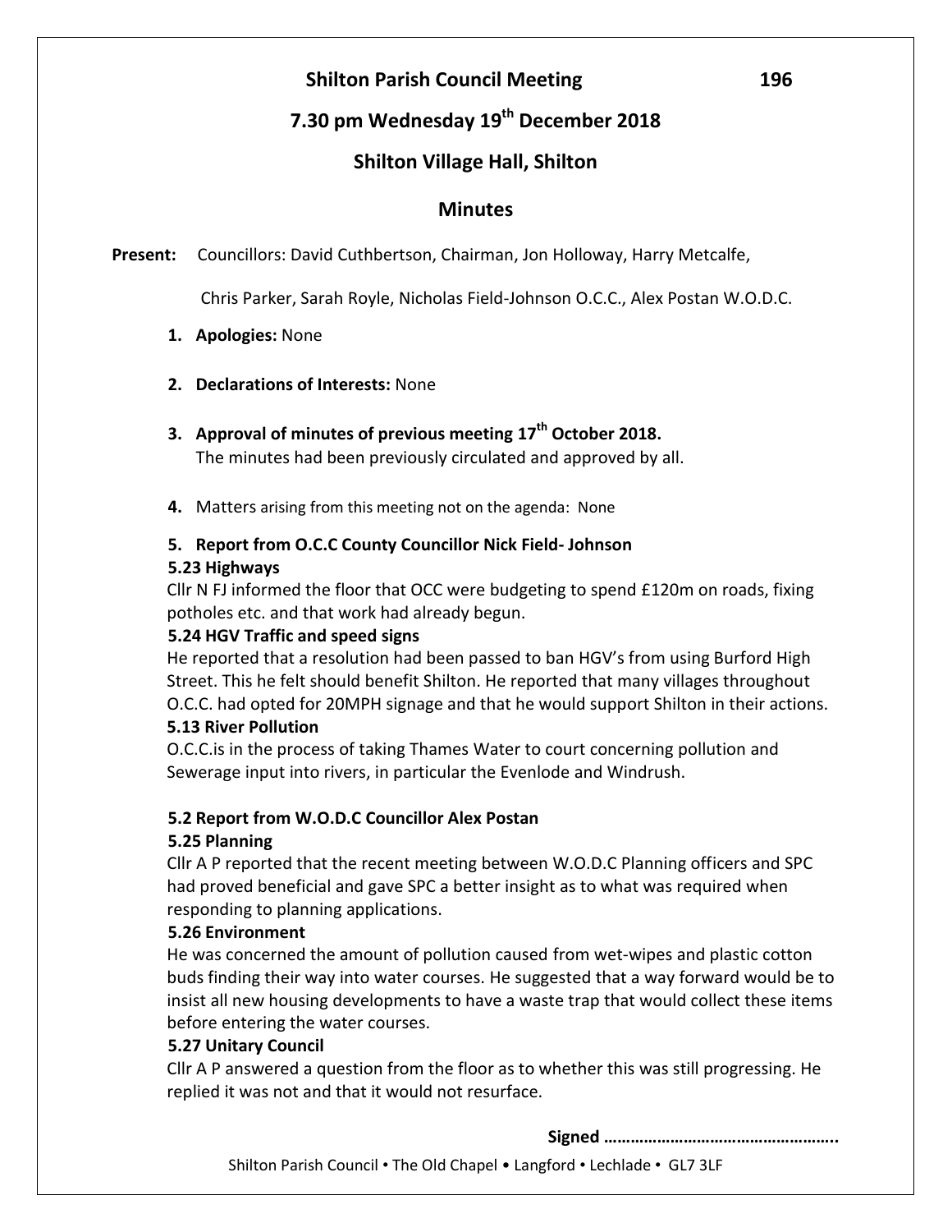# Shilton Parish Council Meeting

## 7.30 pm Wednesday 19th December 2018

## Shilton Village Hall, Shilton

## Minutes

**Present:** Councillors: David Cuthbertson, Chairman, Jon Holloway, Harry Metcalfe, Chris Parker, Sarah Royle, Nicholas Field-Johnson O.C.C., Alex Postan W.O.D.C.

1. **Apologies:** None

2. **Declarations of Interests:** None

3. **Approval of minutes of previous meeting 17th October 2018.**
   The minutes had been previously circulated and approved by all.

4. Matters arising from this meeting not on the agenda: None

5. **Report from O.C.C County Councillor Nick Field- Johnson**

**5.23 Highways**

Cllr N FJ informed the floor that OCC were budgeting to spend £120m on roads, fixing potholes etc. and that work had already begun.

**5.24 HGV Traffic and speed signs**

He reported that a resolution had been passed to ban HGV's from using Burford High Street. This he felt should benefit Shilton. He reported that many villages throughout O.C.C. had opted for 20MPH signage and that he would support Shilton in their actions.

**5.13 River Pollution**

O.C.C.is in the process of taking Thames Water to court concerning pollution and Sewerage input into rivers, in particular the Evenlode and Windrush.

**5.2 Report from W.O.D.C Councillor Alex Postan**

**5.25 Planning**

Cllr A P reported that the recent meeting between W.O.D.C Planning officers and SPC had proved beneficial and gave SPC a better insight as to what was required when responding to planning applications.

**5.26 Environment**

He was concerned the amount of pollution caused from wet-wipes and plastic cotton buds finding their way into water courses. He suggested that a way forward would be to insist all new housing developments to have a waste trap that would collect these items before entering the water courses.

**5.27 Unitary Council**

Cllr A P answered a question from the floor as to whether this was still progressing. He replied it was not and that it would not resurface.

**Signed ……………………………………………..**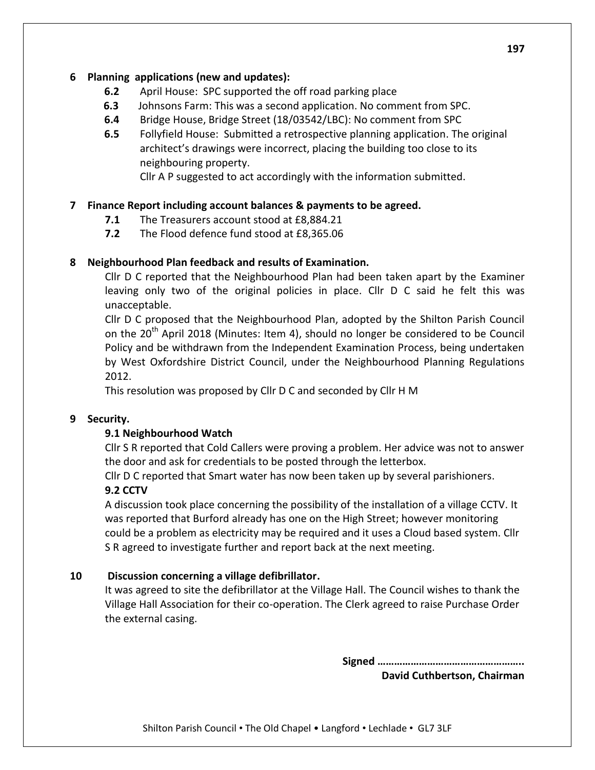## 6 Planning applications (new and updates):

- **6.2** April House: SPC supported the off road parking place
- **6.3** Johnsons Farm: This was a second application. No comment from SPC.
- **6.4** Bridge House, Bridge Street (18/03542/LBC): No comment from SPC
- **6.5** Follyfield House: Submitted a retrospective planning application. The original architect's drawings were incorrect, placing the building too close to its neighbouring property.

  Cllr A P suggested to act accordingly with the information submitted.

## 7 Finance Report including account balances & payments to be agreed.

- **7.1** The Treasurers account stood at £8,884.21
- **7.2** The Flood defence fund stood at £8,365.06

## 8 Neighbourhood Plan feedback and results of Examination.

Cllr D C reported that the Neighbourhood Plan had been taken apart by the Examiner leaving only two of the original policies in place. Cllr D C said he felt this was unacceptable.

Cllr D C proposed that the Neighbourhood Plan, adopted by the Shilton Parish Council on the 20th April 2018 (Minutes: Item 4), should no longer be considered to be Council Policy and be withdrawn from the Independent Examination Process, being undertaken by West Oxfordshire District Council, under the Neighbourhood Planning Regulations 2012.

This resolution was proposed by Cllr D C and seconded by Cllr H M

## 9 Security.

### 9.1 Neighbourhood Watch

Cllr S R reported that Cold Callers were proving a problem. Her advice was not to answer the door and ask for credentials to be posted through the letterbox.

Cllr D C reported that Smart water has now been taken up by several parishioners.

### 9.2 CCTV

A discussion took place concerning the possibility of the installation of a village CCTV. It was reported that Burford already has one on the High Street; however monitoring could be a problem as electricity may be required and it uses a Cloud based system. Cllr S R agreed to investigate further and report back at the next meeting.

## 10 Discussion concerning a village defibrillator.

It was agreed to site the defibrillator at the Village Hall. The Council wishes to thank the Village Hall Association for their co-operation. The Clerk agreed to raise Purchase Order the external casing.

**Signed ……………………………………………..**

**David Cuthbertson, Chairman**

Shilton Parish Council • The Old Chapel • Langford • Lechlade • GL7 3LF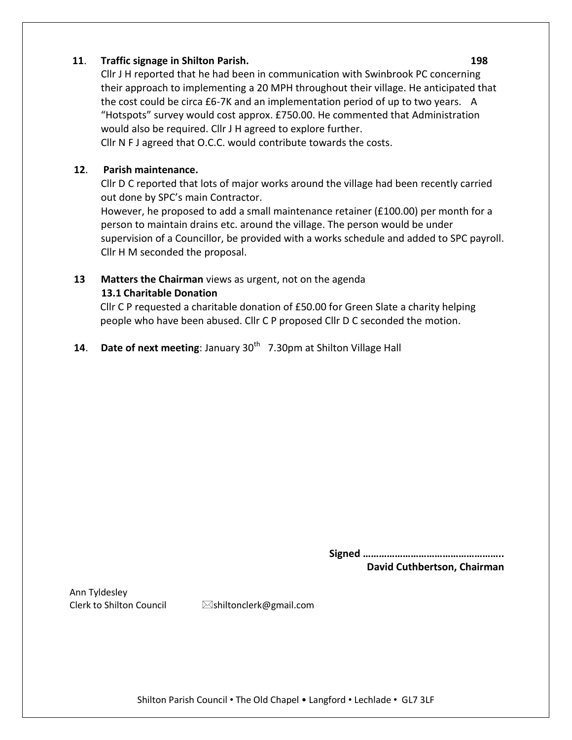**11**. **Traffic signage in Shilton Parish.** **198**

Cllr J H reported that he had been in communication with Swinbrook PC concerning their approach to implementing a 20 MPH throughout their village. He anticipated that the cost could be circa £6-7K and an implementation period of up to two years. A "Hotspots" survey would cost approx. £750.00. He commented that Administration would also be required. Cllr J H agreed to explore further.

Cllr N F J agreed that O.C.C. would contribute towards the costs.

**12**. **Parish maintenance.**

Cllr D C reported that lots of major works around the village had been recently carried out done by SPC's main Contractor.

However, he proposed to add a small maintenance retainer (£100.00) per month for a person to maintain drains etc. around the village. The person would be under supervision of a Councillor, be provided with a works schedule and added to SPC payroll. Cllr H M seconded the proposal.

**13** **Matters the Chairman** views as urgent, not on the agenda

**13.1 Charitable Donation**

Cllr C P requested a charitable donation of £50.00 for Green Slate a charity helping people who have been abused. Cllr C P proposed Cllr D C seconded the motion.

**14**. **Date of next meeting**: January 30th 7.30pm at Shilton Village Hall

**Signed ……………………………………………..**

**David Cuthbertson, Chairman**

Ann Tyldesley
Clerk to Shilton Council shiltonclerk@gmail.com

Shilton Parish Council • The Old Chapel • Langford • Lechlade • GL7 3LF